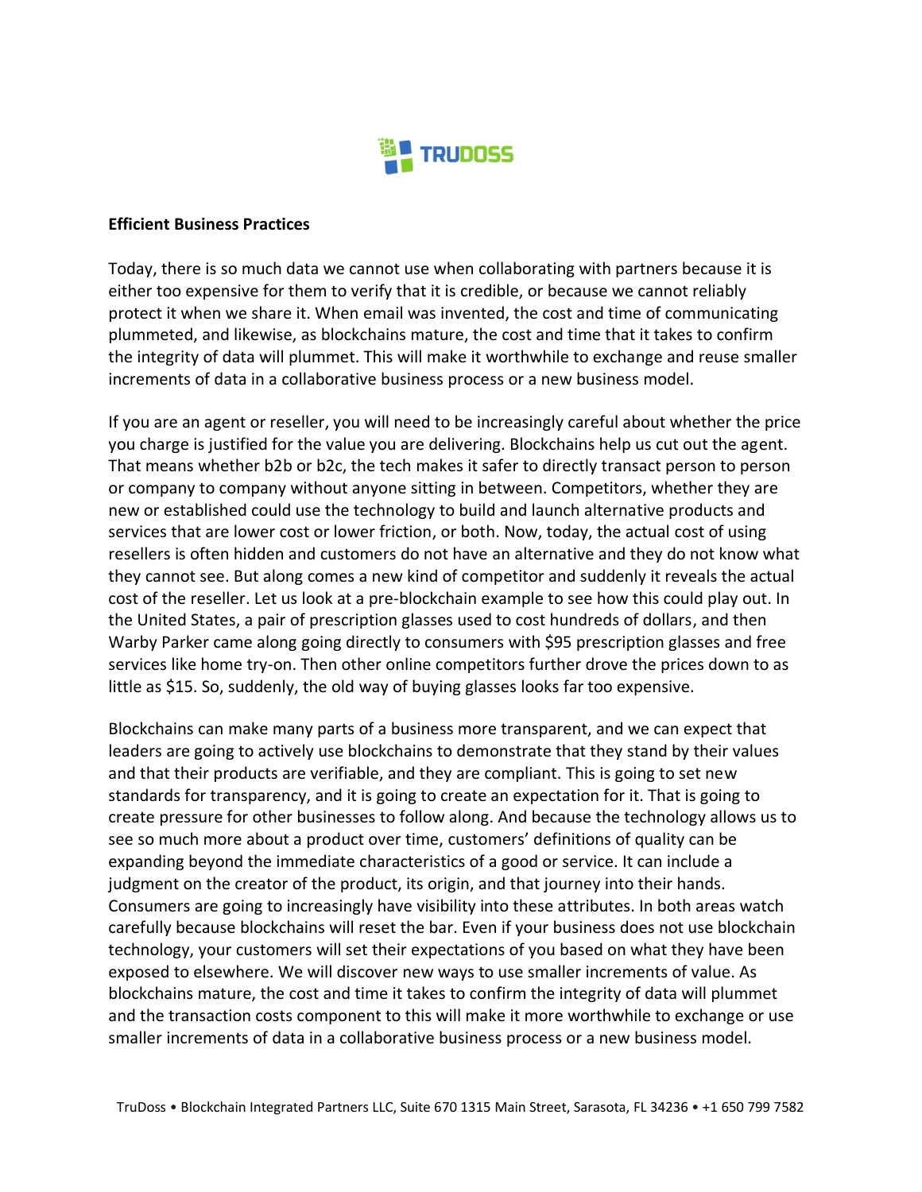**Efficient Business Practices**

Today, there is so much data we cannot use when collaborating with partners because it is either too expensive for them to verify that it is credible, or because we cannot reliably protect it when we share it. When email was invented, the cost and time of communicating plummeted, and likewise, as blockchains mature, the cost and time that it takes to confirm the integrity of data will plummet. This will make it worthwhile to exchange and reuse smaller increments of data in a collaborative business process or a new business model.

If you are an agent or reseller, you will need to be increasingly careful about whether the price you charge is justified for the value you are delivering. Blockchains help us cut out the agent. That means whether b2b or b2c, the tech makes it safer to directly transact person to person or company to company without anyone sitting in between. Competitors, whether they are new or established could use the technology to build and launch alternative products and services that are lower cost or lower friction, or both. Now, today, the actual cost of using resellers is often hidden and customers do not have an alternative and they do not know what they cannot see. But along comes a new kind of competitor and suddenly it reveals the actual cost of the reseller. Let us look at a pre-blockchain example to see how this could play out. In the United States, a pair of prescription glasses used to cost hundreds of dollars, and then Warby Parker came along going directly to consumers with $95 prescription glasses and free services like home try-on. Then other online competitors further drove the prices down to as little as $15. So, suddenly, the old way of buying glasses looks far too expensive.

Blockchains can make many parts of a business more transparent, and we can expect that leaders are going to actively use blockchains to demonstrate that they stand by their values and that their products are verifiable, and they are compliant. This is going to set new standards for transparency, and it is going to create an expectation for it. That is going to create pressure for other businesses to follow along. And because the technology allows us to see so much more about a product over time, customers' definitions of quality can be expanding beyond the immediate characteristics of a good or service. It can include a judgment on the creator of the product, its origin, and that journey into their hands. Consumers are going to increasingly have visibility into these attributes. In both areas watch carefully because blockchains will reset the bar. Even if your business does not use blockchain technology, your customers will set their expectations of you based on what they have been exposed to elsewhere. We will discover new ways to use smaller increments of value. As blockchains mature, the cost and time it takes to confirm the integrity of data will plummet and the transaction costs component to this will make it more worthwhile to exchange or use smaller increments of data in a collaborative business process or a new business model.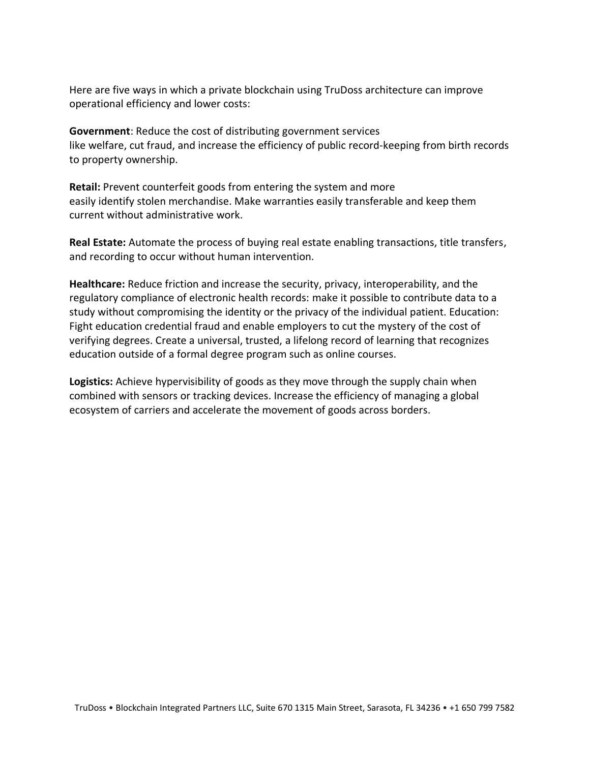Here are five ways in which a private blockchain using TruDoss architecture can improve operational efficiency and lower costs:

**Government**: Reduce the cost of distributing government services like welfare, cut fraud, and increase the efficiency of public record-keeping from birth records to property ownership.

**Retail:** Prevent counterfeit goods from entering the system and more easily identify stolen merchandise. Make warranties easily transferable and keep them current without administrative work.

**Real Estate:** Automate the process of buying real estate enabling transactions, title transfers, and recording to occur without human intervention.

**Healthcare:** Reduce friction and increase the security, privacy, interoperability, and the regulatory compliance of electronic health records: make it possible to contribute data to a study without compromising the identity or the privacy of the individual patient. Education: Fight education credential fraud and enable employers to cut the mystery of the cost of verifying degrees. Create a universal, trusted, a lifelong record of learning that recognizes education outside of a formal degree program such as online courses.

**Logistics:** Achieve hypervisibility of goods as they move through the supply chain when combined with sensors or tracking devices. Increase the efficiency of managing a global ecosystem of carriers and accelerate the movement of goods across borders.